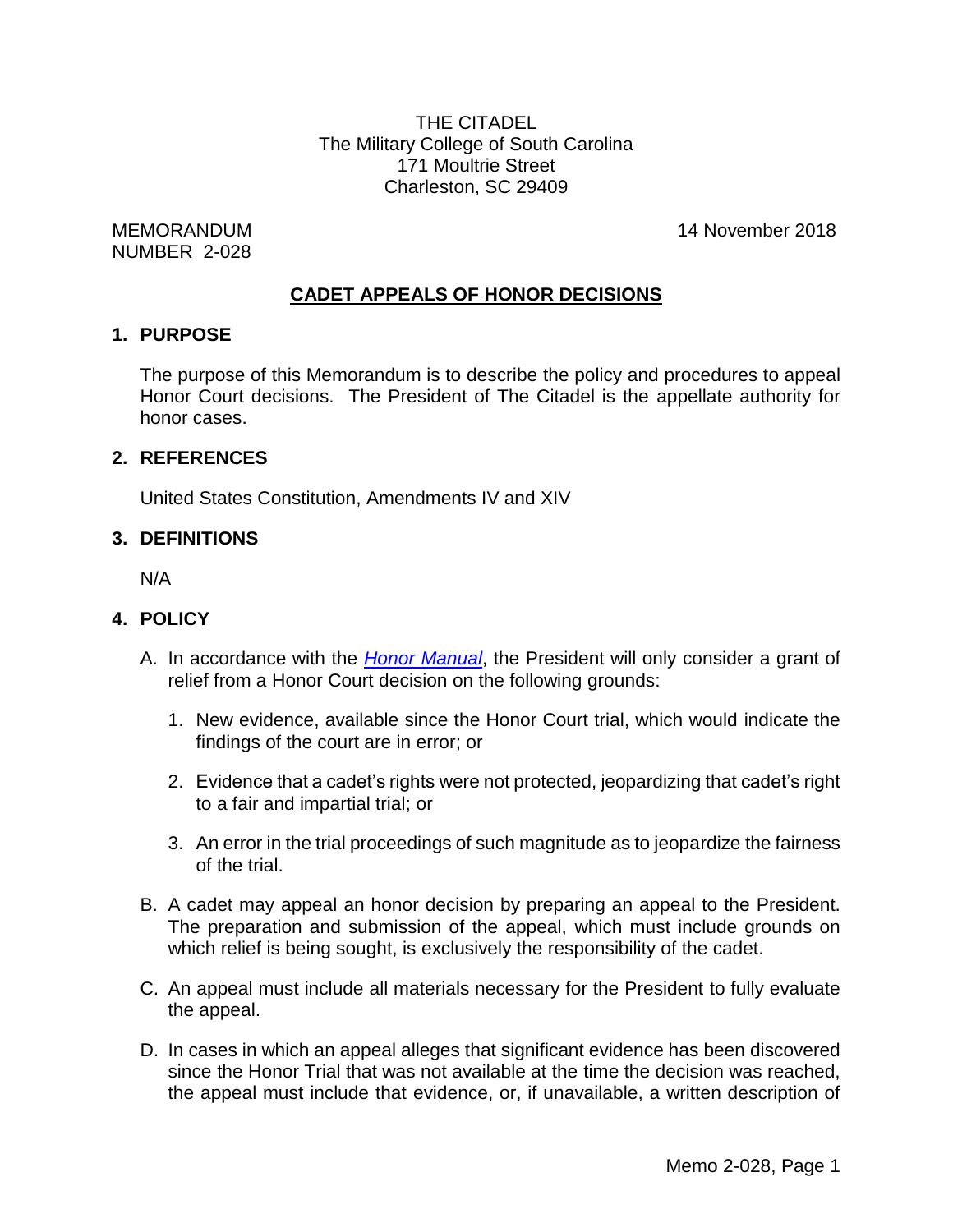THE CITADEL
The Military College of South Carolina
171 Moultrie Street
Charleston, SC 29409

MEMORANDUM
NUMBER 2-028

14 November 2018

## CADET APPEALS OF HONOR DECISIONS

### 1. PURPOSE

The purpose of this Memorandum is to describe the policy and procedures to appeal Honor Court decisions. The President of The Citadel is the appellate authority for honor cases.

### 2. REFERENCES

United States Constitution, Amendments IV and XIV

### 3. DEFINITIONS

N/A

### 4. POLICY

A. In accordance with the *Honor Manual*, the President will only consider a grant of relief from a Honor Court decision on the following grounds:

1. New evidence, available since the Honor Court trial, which would indicate the findings of the court are in error; or
2. Evidence that a cadet's rights were not protected, jeopardizing that cadet's right to a fair and impartial trial; or
3. An error in the trial proceedings of such magnitude as to jeopardize the fairness of the trial.

B. A cadet may appeal an honor decision by preparing an appeal to the President. The preparation and submission of the appeal, which must include grounds on which relief is being sought, is exclusively the responsibility of the cadet.

C. An appeal must include all materials necessary for the President to fully evaluate the appeal.

D. In cases in which an appeal alleges that significant evidence has been discovered since the Honor Trial that was not available at the time the decision was reached, the appeal must include that evidence, or, if unavailable, a written description of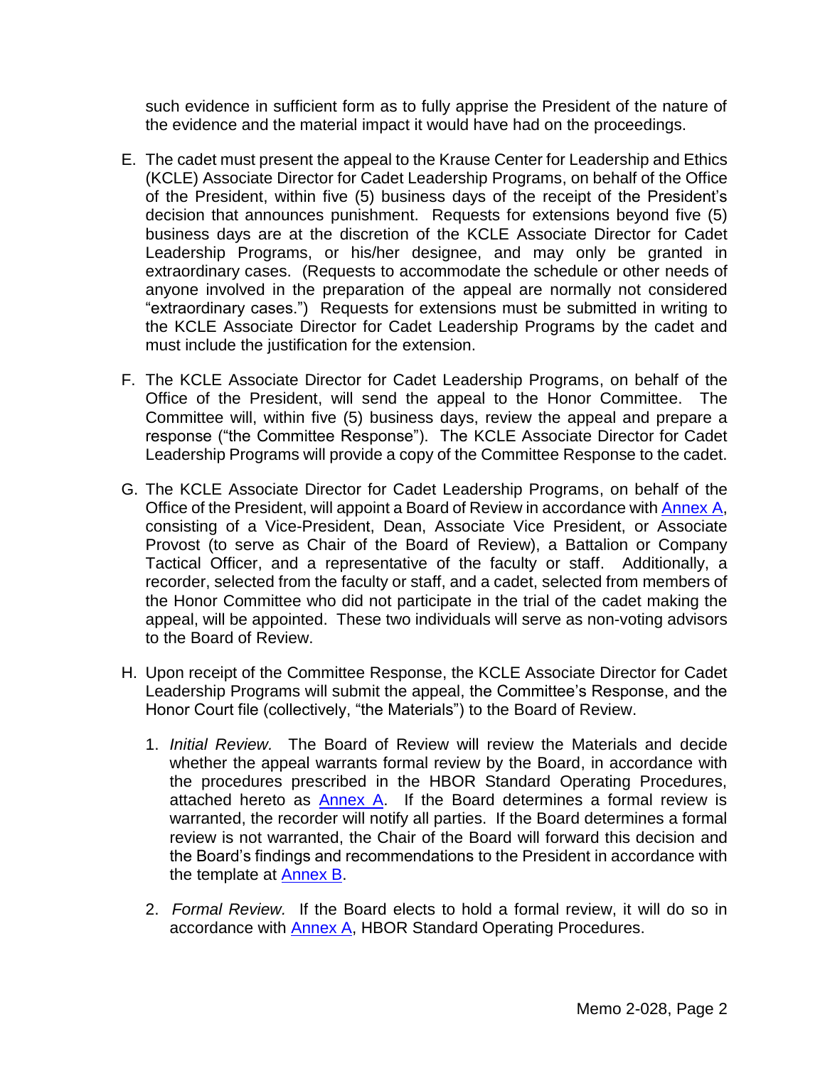such evidence in sufficient form as to fully apprise the President of the nature of the evidence and the material impact it would have had on the proceedings.

E. The cadet must present the appeal to the Krause Center for Leadership and Ethics (KCLE) Associate Director for Cadet Leadership Programs, on behalf of the Office of the President, within five (5) business days of the receipt of the President's decision that announces punishment. Requests for extensions beyond five (5) business days are at the discretion of the KCLE Associate Director for Cadet Leadership Programs, or his/her designee, and may only be granted in extraordinary cases. (Requests to accommodate the schedule or other needs of anyone involved in the preparation of the appeal are normally not considered "extraordinary cases.") Requests for extensions must be submitted in writing to the KCLE Associate Director for Cadet Leadership Programs by the cadet and must include the justification for the extension.

F. The KCLE Associate Director for Cadet Leadership Programs, on behalf of the Office of the President, will send the appeal to the Honor Committee. The Committee will, within five (5) business days, review the appeal and prepare a response ("the Committee Response"). The KCLE Associate Director for Cadet Leadership Programs will provide a copy of the Committee Response to the cadet.

G. The KCLE Associate Director for Cadet Leadership Programs, on behalf of the Office of the President, will appoint a Board of Review in accordance with Annex A, consisting of a Vice-President, Dean, Associate Vice President, or Associate Provost (to serve as Chair of the Board of Review), a Battalion or Company Tactical Officer, and a representative of the faculty or staff. Additionally, a recorder, selected from the faculty or staff, and a cadet, selected from members of the Honor Committee who did not participate in the trial of the cadet making the appeal, will be appointed. These two individuals will serve as non-voting advisors to the Board of Review.

H. Upon receipt of the Committee Response, the KCLE Associate Director for Cadet Leadership Programs will submit the appeal, the Committee's Response, and the Honor Court file (collectively, "the Materials") to the Board of Review.

   1. *Initial Review.* The Board of Review will review the Materials and decide whether the appeal warrants formal review by the Board, in accordance with the procedures prescribed in the HBOR Standard Operating Procedures, attached hereto as Annex A. If the Board determines a formal review is warranted, the recorder will notify all parties. If the Board determines a formal review is not warranted, the Chair of the Board will forward this decision and the Board's findings and recommendations to the President in accordance with the template at Annex B.

   2. *Formal Review.* If the Board elects to hold a formal review, it will do so in accordance with Annex A, HBOR Standard Operating Procedures.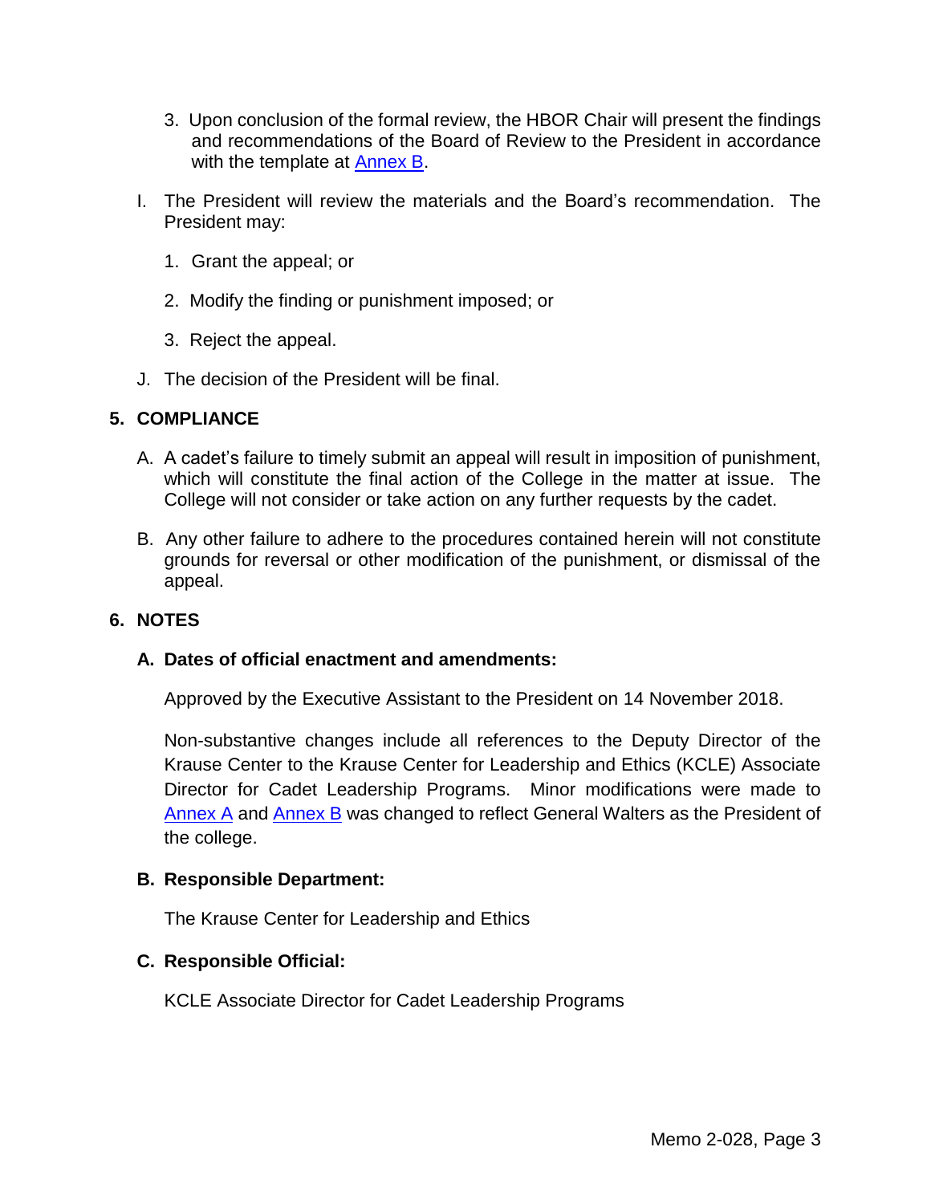3. Upon conclusion of the formal review, the HBOR Chair will present the findings and recommendations of the Board of Review to the President in accordance with the template at Annex B.

I. The President will review the materials and the Board's recommendation. The President may:

1. Grant the appeal; or

2. Modify the finding or punishment imposed; or

3. Reject the appeal.

J. The decision of the President will be final.

## 5. COMPLIANCE

A. A cadet's failure to timely submit an appeal will result in imposition of punishment, which will constitute the final action of the College in the matter at issue. The College will not consider or take action on any further requests by the cadet.

B. Any other failure to adhere to the procedures contained herein will not constitute grounds for reversal or other modification of the punishment, or dismissal of the appeal.

## 6. NOTES

### A. Dates of official enactment and amendments:

Approved by the Executive Assistant to the President on 14 November 2018.

Non-substantive changes include all references to the Deputy Director of the Krause Center to the Krause Center for Leadership and Ethics (KCLE) Associate Director for Cadet Leadership Programs. Minor modifications were made to Annex A and Annex B was changed to reflect General Walters as the President of the college.

### B. Responsible Department:

The Krause Center for Leadership and Ethics

### C. Responsible Official:

KCLE Associate Director for Cadet Leadership Programs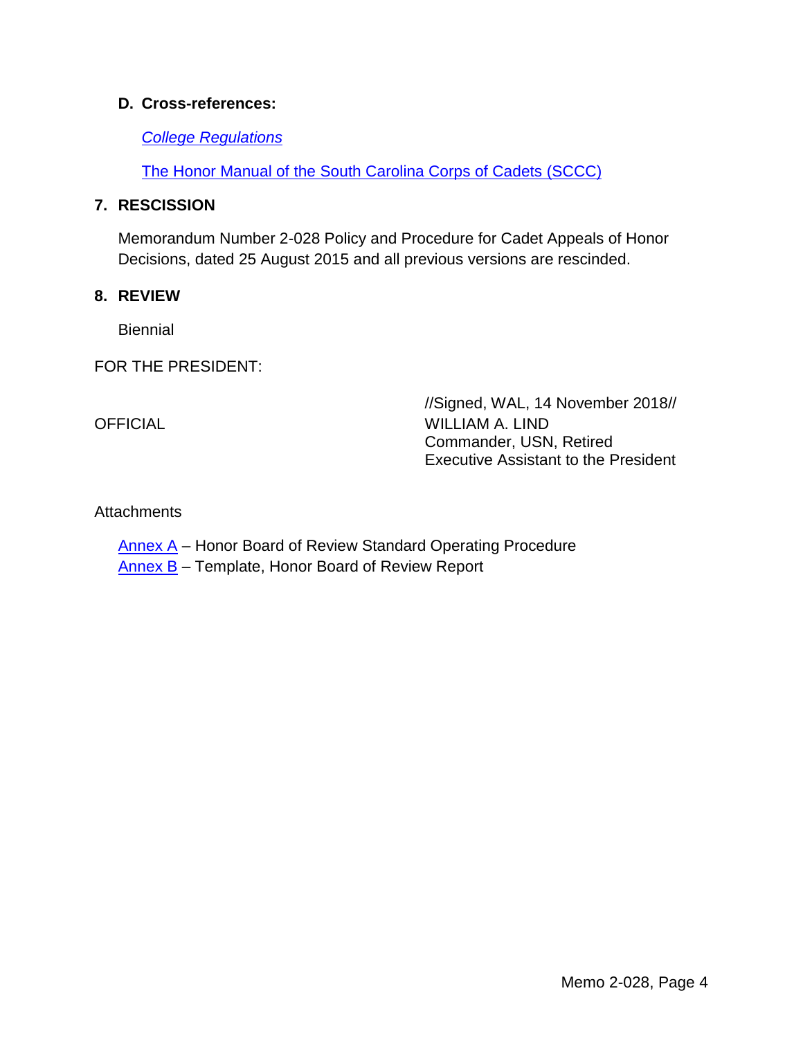### D. Cross-references:

*College Regulations*

The Honor Manual of the South Carolina Corps of Cadets (SCCC)

## 7. RESCISSION

Memorandum Number 2-028 Policy and Procedure for Cadet Appeals of Honor Decisions, dated 25 August 2015 and all previous versions are rescinded.

## 8. REVIEW

Biennial

FOR THE PRESIDENT:

//Signed, WAL, 14 November 2018//

OFFICIAL

WILLIAM A. LIND
Commander, USN, Retired
Executive Assistant to the President

Attachments

Annex A – Honor Board of Review Standard Operating Procedure
Annex B – Template, Honor Board of Review Report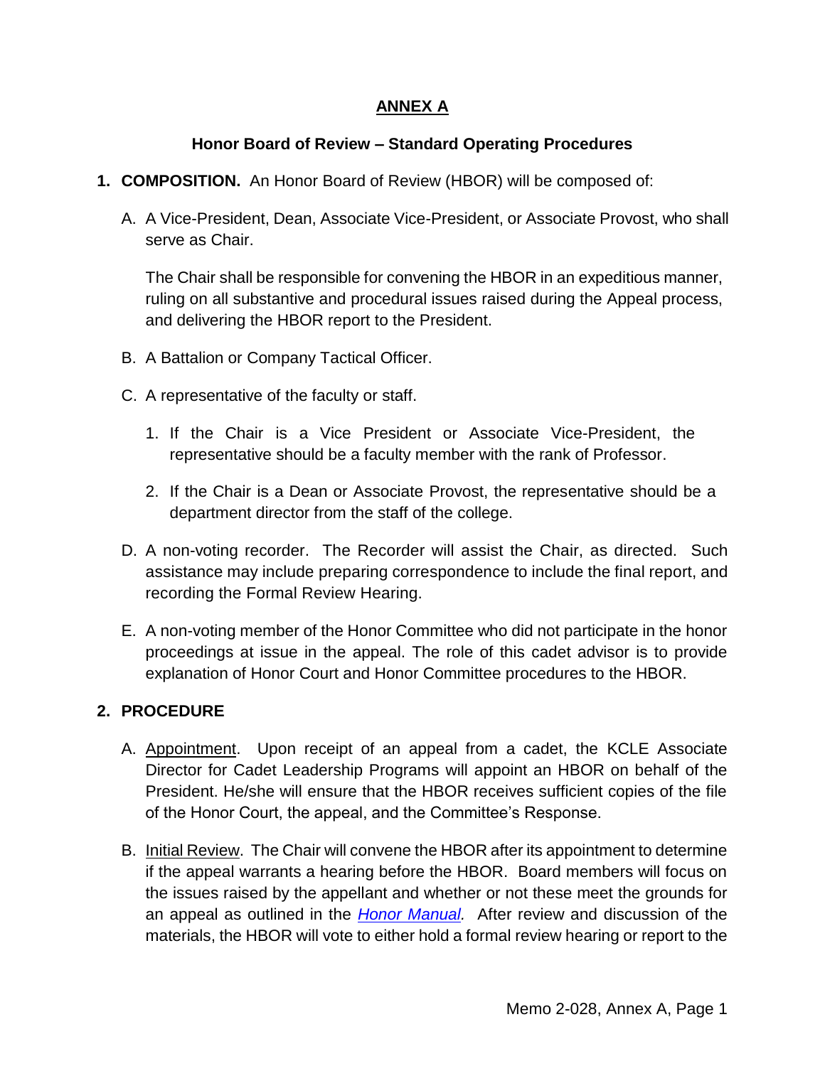## ANNEX A

### Honor Board of Review – Standard Operating Procedures

**1. COMPOSITION.** An Honor Board of Review (HBOR) will be composed of:

A. A Vice-President, Dean, Associate Vice-President, or Associate Provost, who shall serve as Chair.

The Chair shall be responsible for convening the HBOR in an expeditious manner, ruling on all substantive and procedural issues raised during the Appeal process, and delivering the HBOR report to the President.

B. A Battalion or Company Tactical Officer.

C. A representative of the faculty or staff.

1. If the Chair is a Vice President or Associate Vice-President, the representative should be a faculty member with the rank of Professor.

2. If the Chair is a Dean or Associate Provost, the representative should be a department director from the staff of the college.

D. A non-voting recorder. The Recorder will assist the Chair, as directed. Such assistance may include preparing correspondence to include the final report, and recording the Formal Review Hearing.

E. A non-voting member of the Honor Committee who did not participate in the honor proceedings at issue in the appeal. The role of this cadet advisor is to provide explanation of Honor Court and Honor Committee procedures to the HBOR.

**2. PROCEDURE**

A. Appointment. Upon receipt of an appeal from a cadet, the KCLE Associate Director for Cadet Leadership Programs will appoint an HBOR on behalf of the President. He/she will ensure that the HBOR receives sufficient copies of the file of the Honor Court, the appeal, and the Committee's Response.

B. Initial Review. The Chair will convene the HBOR after its appointment to determine if the appeal warrants a hearing before the HBOR. Board members will focus on the issues raised by the appellant and whether or not these meet the grounds for an appeal as outlined in the *Honor Manual*. After review and discussion of the materials, the HBOR will vote to either hold a formal review hearing or report to the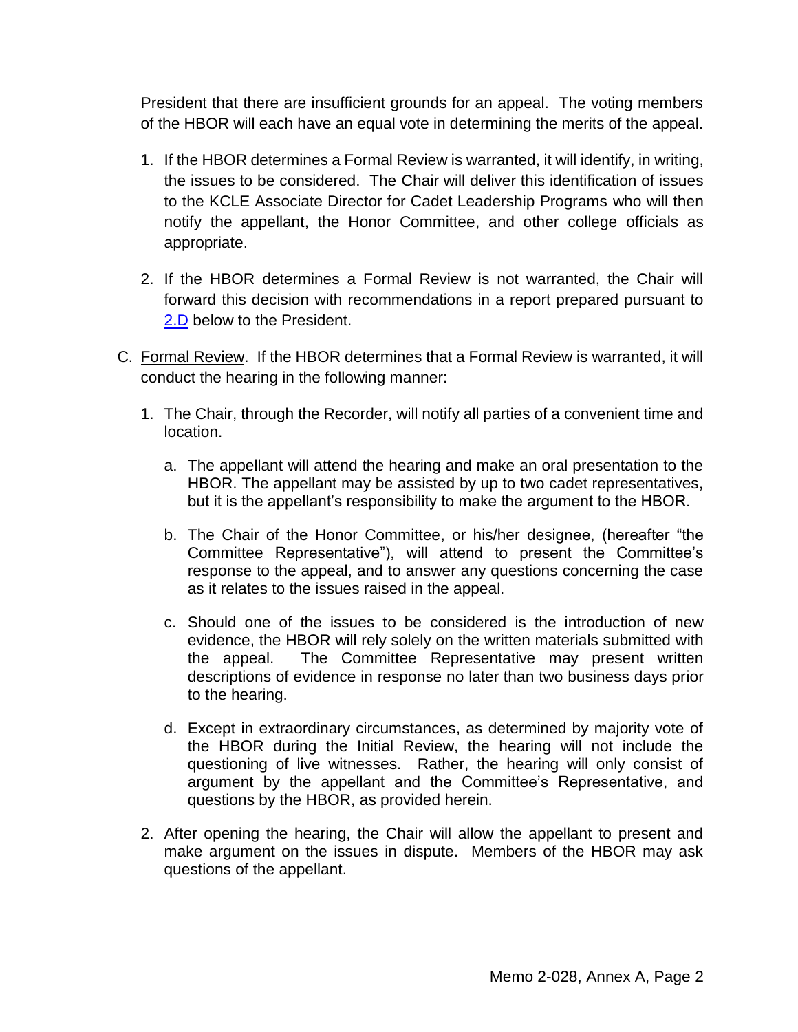President that there are insufficient grounds for an appeal. The voting members of the HBOR will each have an equal vote in determining the merits of the appeal.

1. If the HBOR determines a Formal Review is warranted, it will identify, in writing, the issues to be considered. The Chair will deliver this identification of issues to the KCLE Associate Director for Cadet Leadership Programs who will then notify the appellant, the Honor Committee, and other college officials as appropriate.

2. If the HBOR determines a Formal Review is not warranted, the Chair will forward this decision with recommendations in a report prepared pursuant to 2.D below to the President.

C. Formal Review. If the HBOR determines that a Formal Review is warranted, it will conduct the hearing in the following manner:

1. The Chair, through the Recorder, will notify all parties of a convenient time and location.

   a. The appellant will attend the hearing and make an oral presentation to the HBOR. The appellant may be assisted by up to two cadet representatives, but it is the appellant's responsibility to make the argument to the HBOR.

   b. The Chair of the Honor Committee, or his/her designee, (hereafter "the Committee Representative"), will attend to present the Committee's response to the appeal, and to answer any questions concerning the case as it relates to the issues raised in the appeal.

   c. Should one of the issues to be considered is the introduction of new evidence, the HBOR will rely solely on the written materials submitted with the appeal. The Committee Representative may present written descriptions of evidence in response no later than two business days prior to the hearing.

   d. Except in extraordinary circumstances, as determined by majority vote of the HBOR during the Initial Review, the hearing will not include the questioning of live witnesses. Rather, the hearing will only consist of argument by the appellant and the Committee's Representative, and questions by the HBOR, as provided herein.

2. After opening the hearing, the Chair will allow the appellant to present and make argument on the issues in dispute. Members of the HBOR may ask questions of the appellant.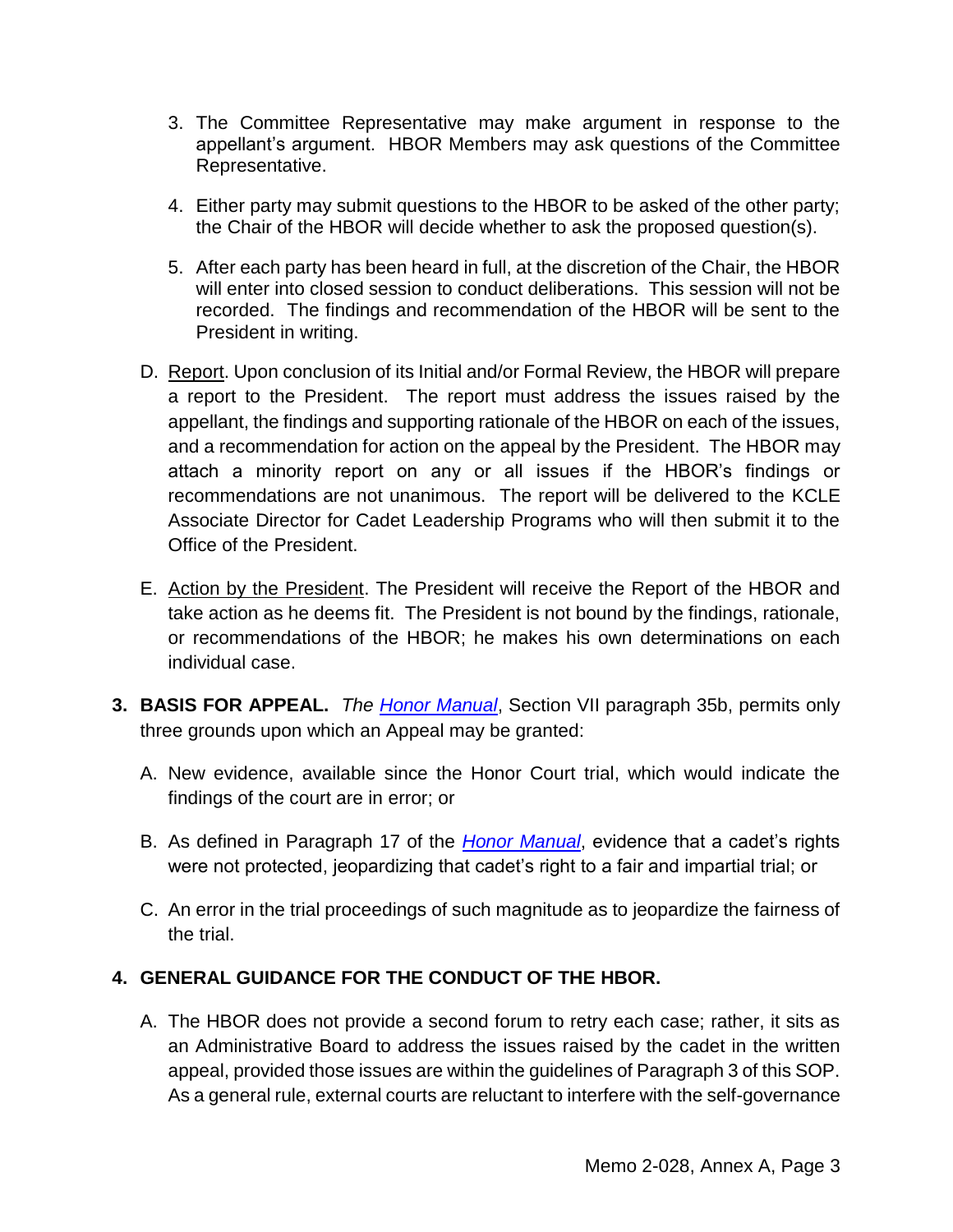3. The Committee Representative may make argument in response to the appellant's argument. HBOR Members may ask questions of the Committee Representative.

4. Either party may submit questions to the HBOR to be asked of the other party; the Chair of the HBOR will decide whether to ask the proposed question(s).

5. After each party has been heard in full, at the discretion of the Chair, the HBOR will enter into closed session to conduct deliberations. This session will not be recorded. The findings and recommendation of the HBOR will be sent to the President in writing.

D. Report. Upon conclusion of its Initial and/or Formal Review, the HBOR will prepare a report to the President. The report must address the issues raised by the appellant, the findings and supporting rationale of the HBOR on each of the issues, and a recommendation for action on the appeal by the President. The HBOR may attach a minority report on any or all issues if the HBOR's findings or recommendations are not unanimous. The report will be delivered to the KCLE Associate Director for Cadet Leadership Programs who will then submit it to the Office of the President.

E. Action by the President. The President will receive the Report of the HBOR and take action as he deems fit. The President is not bound by the findings, rationale, or recommendations of the HBOR; he makes his own determinations on each individual case.

**3. BASIS FOR APPEAL.** *The Honor Manual*, Section VII paragraph 35b, permits only three grounds upon which an Appeal may be granted:

A. New evidence, available since the Honor Court trial, which would indicate the findings of the court are in error; or

B. As defined in Paragraph 17 of the *Honor Manual*, evidence that a cadet's rights were not protected, jeopardizing that cadet's right to a fair and impartial trial; or

C. An error in the trial proceedings of such magnitude as to jeopardize the fairness of the trial.

**4. GENERAL GUIDANCE FOR THE CONDUCT OF THE HBOR.**

A. The HBOR does not provide a second forum to retry each case; rather, it sits as an Administrative Board to address the issues raised by the cadet in the written appeal, provided those issues are within the guidelines of Paragraph 3 of this SOP. As a general rule, external courts are reluctant to interfere with the self-governance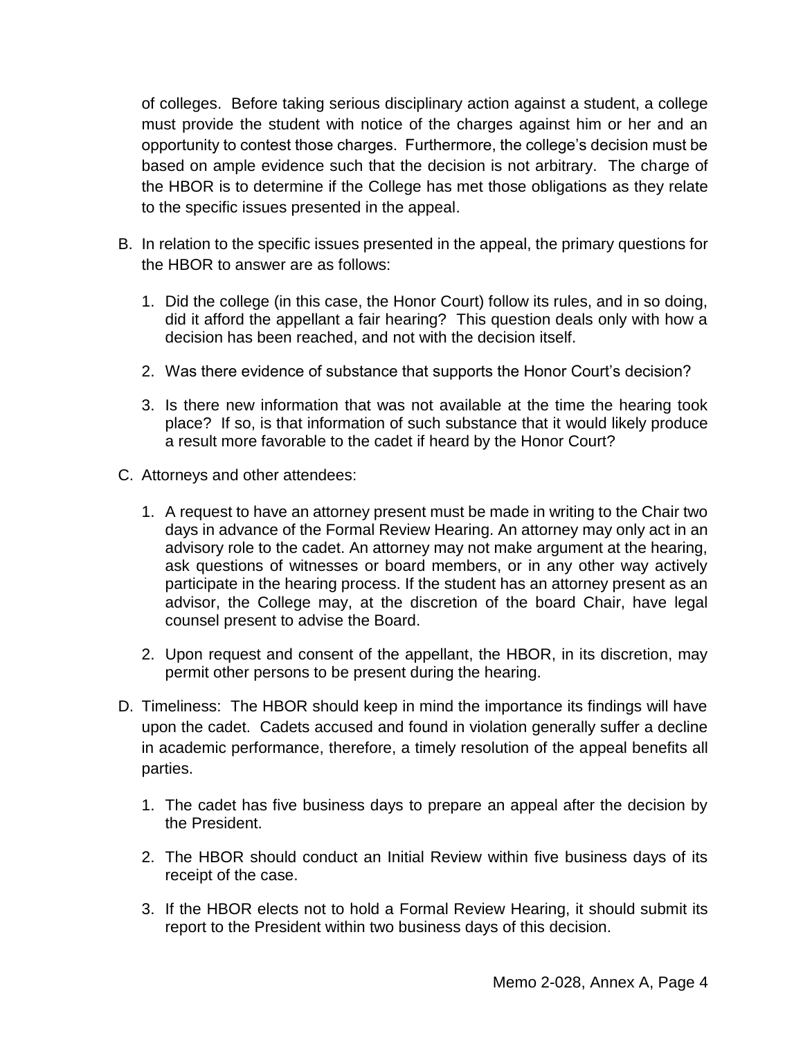of colleges. Before taking serious disciplinary action against a student, a college must provide the student with notice of the charges against him or her and an opportunity to contest those charges. Furthermore, the college's decision must be based on ample evidence such that the decision is not arbitrary. The charge of the HBOR is to determine if the College has met those obligations as they relate to the specific issues presented in the appeal.

B. In relation to the specific issues presented in the appeal, the primary questions for the HBOR to answer are as follows:

   1. Did the college (in this case, the Honor Court) follow its rules, and in so doing, did it afford the appellant a fair hearing? This question deals only with how a decision has been reached, and not with the decision itself.

   2. Was there evidence of substance that supports the Honor Court's decision?

   3. Is there new information that was not available at the time the hearing took place? If so, is that information of such substance that it would likely produce a result more favorable to the cadet if heard by the Honor Court?

C. Attorneys and other attendees:

   1. A request to have an attorney present must be made in writing to the Chair two days in advance of the Formal Review Hearing. An attorney may only act in an advisory role to the cadet. An attorney may not make argument at the hearing, ask questions of witnesses or board members, or in any other way actively participate in the hearing process. If the student has an attorney present as an advisor, the College may, at the discretion of the board Chair, have legal counsel present to advise the Board.

   2. Upon request and consent of the appellant, the HBOR, in its discretion, may permit other persons to be present during the hearing.

D. Timeliness: The HBOR should keep in mind the importance its findings will have upon the cadet. Cadets accused and found in violation generally suffer a decline in academic performance, therefore, a timely resolution of the appeal benefits all parties.

   1. The cadet has five business days to prepare an appeal after the decision by the President.

   2. The HBOR should conduct an Initial Review within five business days of its receipt of the case.

   3. If the HBOR elects not to hold a Formal Review Hearing, it should submit its report to the President within two business days of this decision.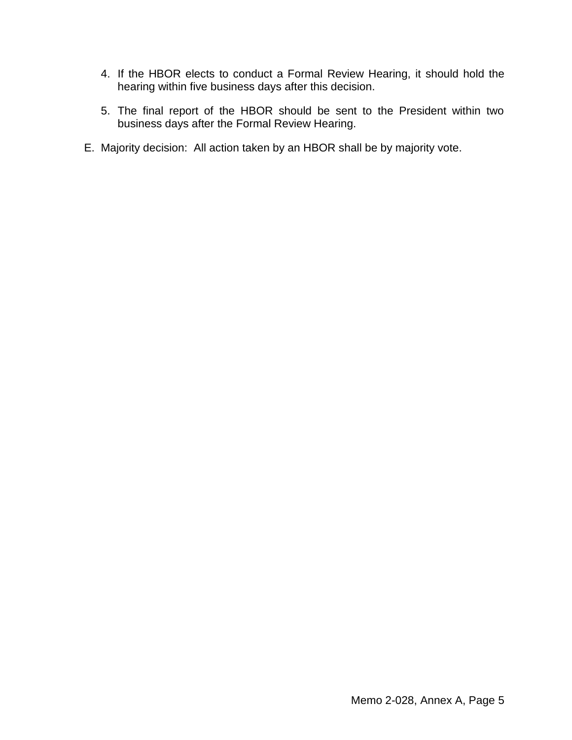4. If the HBOR elects to conduct a Formal Review Hearing, it should hold the hearing within five business days after this decision.

5. The final report of the HBOR should be sent to the President within two business days after the Formal Review Hearing.

E. Majority decision: All action taken by an HBOR shall be by majority vote.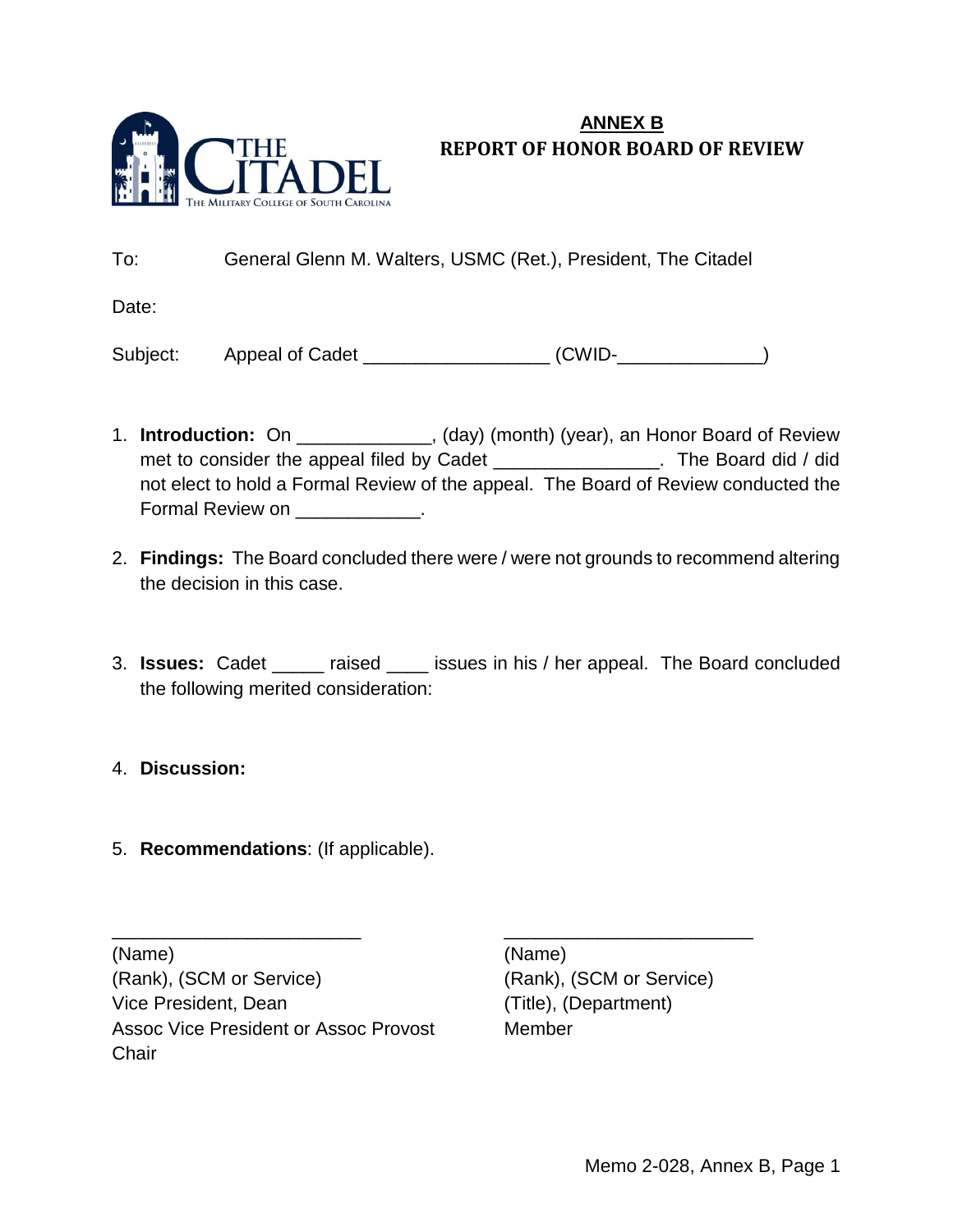# ANNEX B
## REPORT OF HONOR BOARD OF REVIEW

To: General Glenn M. Walters, USMC (Ret.), President, The Citadel

Date:

Subject: Appeal of Cadet __________________ (CWID-______________)

1. **Introduction:** On _____________, (day) (month) (year), an Honor Board of Review met to consider the appeal filed by Cadet ________________. The Board did / did not elect to hold a Formal Review of the appeal. The Board of Review conducted the Formal Review on ____________.

2. **Findings:** The Board concluded there were / were not grounds to recommend altering the decision in this case.

3. **Issues:** Cadet _____ raised ____ issues in his / her appeal. The Board concluded the following merited consideration:

4. **Discussion:**

5. **Recommendations**: (If applicable).

_________________________
(Name)
(Rank), (SCM or Service)
Vice President, Dean
Assoc Vice President or Assoc Provost
Chair

_________________________
(Name)
(Rank), (SCM or Service)
(Title), (Department)
Member

Memo 2-028, Annex B, Page 1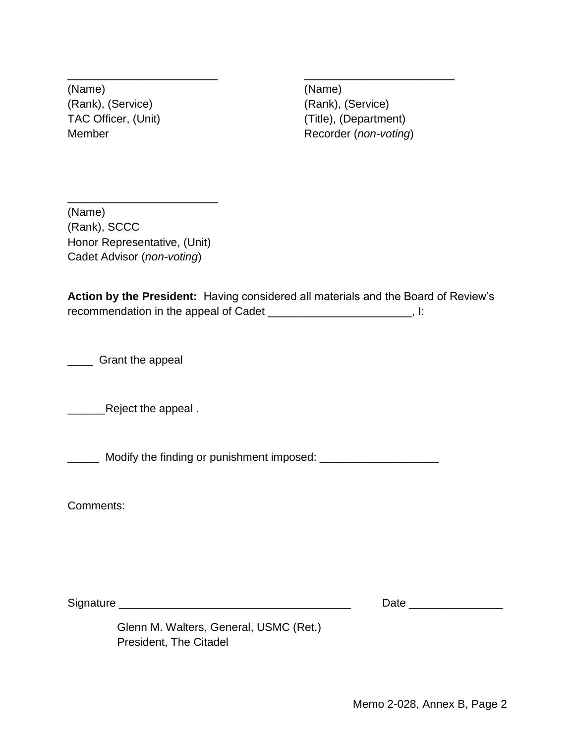\_\_\_\_\_\_\_\_\_\_\_\_\_\_\_\_\_\_\_\_\_\_\_\_
(Name)
(Rank), (Service)
TAC Officer, (Unit)
Member

\_\_\_\_\_\_\_\_\_\_\_\_\_\_\_\_\_\_\_\_\_\_\_\_
(Name)
(Rank), (Service)
(Title), (Department)
Recorder (*non-voting*)

\_\_\_\_\_\_\_\_\_\_\_\_\_\_\_\_\_\_\_\_\_\_\_\_
(Name)
(Rank), SCCC
Honor Representative, (Unit)
Cadet Advisor (*non-voting*)

**Action by the President:** Having considered all materials and the Board of Review's recommendation in the appeal of Cadet \_\_\_\_\_\_\_\_\_\_\_\_\_\_\_\_\_\_\_\_\_\_, I:

\_\_\_\_ Grant the appeal

\_\_\_\_\_\_Reject the appeal .

\_\_\_\_\_ Modify the finding or punishment imposed: \_\_\_\_\_\_\_\_\_\_\_\_\_\_\_\_\_\_\_

Comments:

Signature \_\_\_\_\_\_\_\_\_\_\_\_\_\_\_\_\_\_\_\_\_\_\_\_\_\_\_\_\_\_\_\_\_\_\_\_\_\_ Date \_\_\_\_\_\_\_\_\_\_\_\_\_\_\_

Glenn M. Walters, General, USMC (Ret.)
President, The Citadel

Memo 2-028, Annex B, Page 2